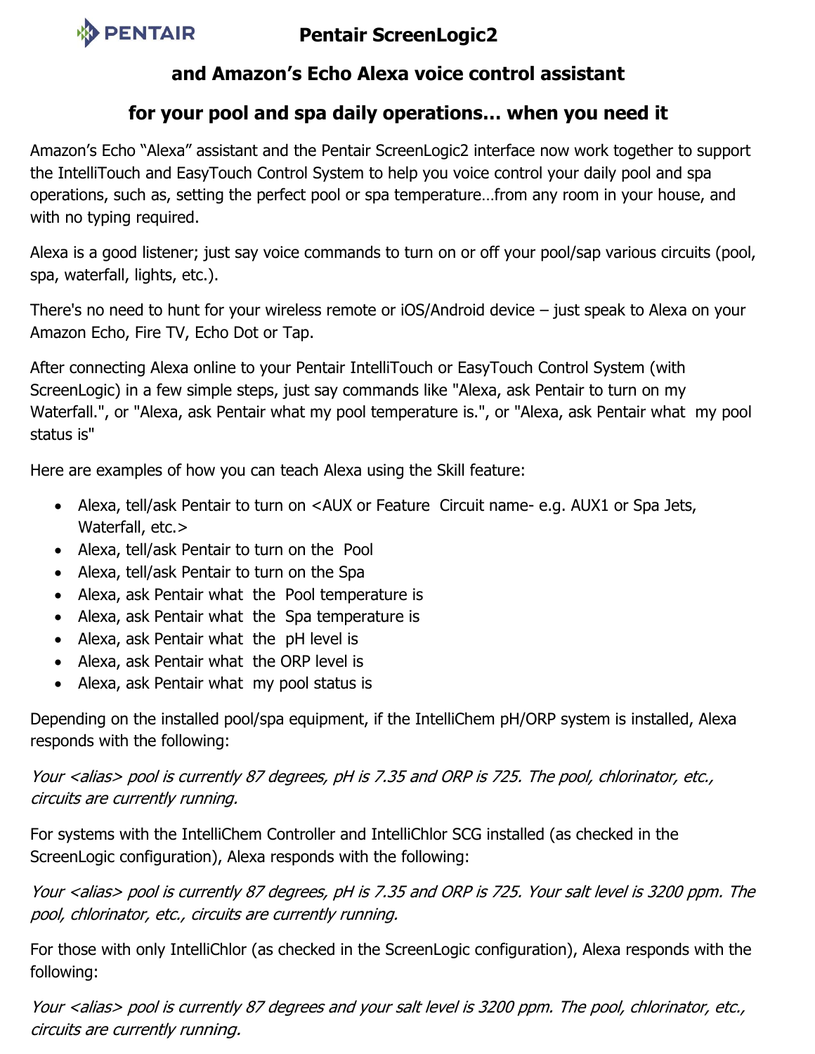PENTAIR

# Pentair ScreenLogic2

## and Amazon's Echo Alexa voice control assistant

## for your pool and spa daily operations... when you need it

Amazon's Echo "Alexa" assistant and the Pentair ScreenLogic2 interface now work together to support the IntelliTouch and EasyTouch Control System to help you voice control your daily pool and spa operations, such as, setting the perfect pool or spa temperature…from any room in your house, and with no typing required.

Alexa is a good listener; just say voice commands to turn on or off your pool/sap various circuits (pool, spa, waterfall, lights, etc.).

There's no need to hunt for your wireless remote or iOS/Android device – just speak to Alexa on your Amazon Echo, Fire TV, Echo Dot or Tap.

After connecting Alexa online to your Pentair IntelliTouch or EasyTouch Control System (with ScreenLogic) in a few simple steps, just say commands like "Alexa, ask Pentair to turn on my Waterfall.", or "Alexa, ask Pentair what my pool temperature is.", or "Alexa, ask Pentair what my pool status is"

Here are examples of how you can teach Alexa using the Skill feature:

- Alexa, tell/ask Pentair to turn on <AUX or Feature Circuit name- e.g. AUX1 or Spa Jets, Waterfall, etc.>
- Alexa, tell/ask Pentair to turn on the Pool
- Alexa, tell/ask Pentair to turn on the Spa
- Alexa, ask Pentair what the Pool temperature is
- Alexa, ask Pentair what the Spa temperature is
- Alexa, ask Pentair what the pH level is
- Alexa, ask Pentair what the ORP level is
- Alexa, ask Pentair what my pool status is

Depending on the installed pool/spa equipment, if the IntelliChem pH/ORP system is installed, Alexa responds with the following:

*Your <alias> pool is currently 87 degrees, pH is 7.35 and ORP is 725. The pool, chlorinator, etc., circuits are currently running.*

For systems with the IntelliChem Controller and IntelliChlor SCG installed (as checked in the ScreenLogic configuration), Alexa responds with the following:

*Your <alias> pool is currently 87 degrees, pH is 7.35 and ORP is 725. Your salt level is 3200 ppm. The pool, chlorinator, etc., circuits are currently running.*

For those with only IntelliChlor (as checked in the ScreenLogic configuration), Alexa responds with the following:

*Your <alias> pool is currently 87 degrees and your salt level is 3200 ppm. The pool, chlorinator, etc., circuits are currently running.*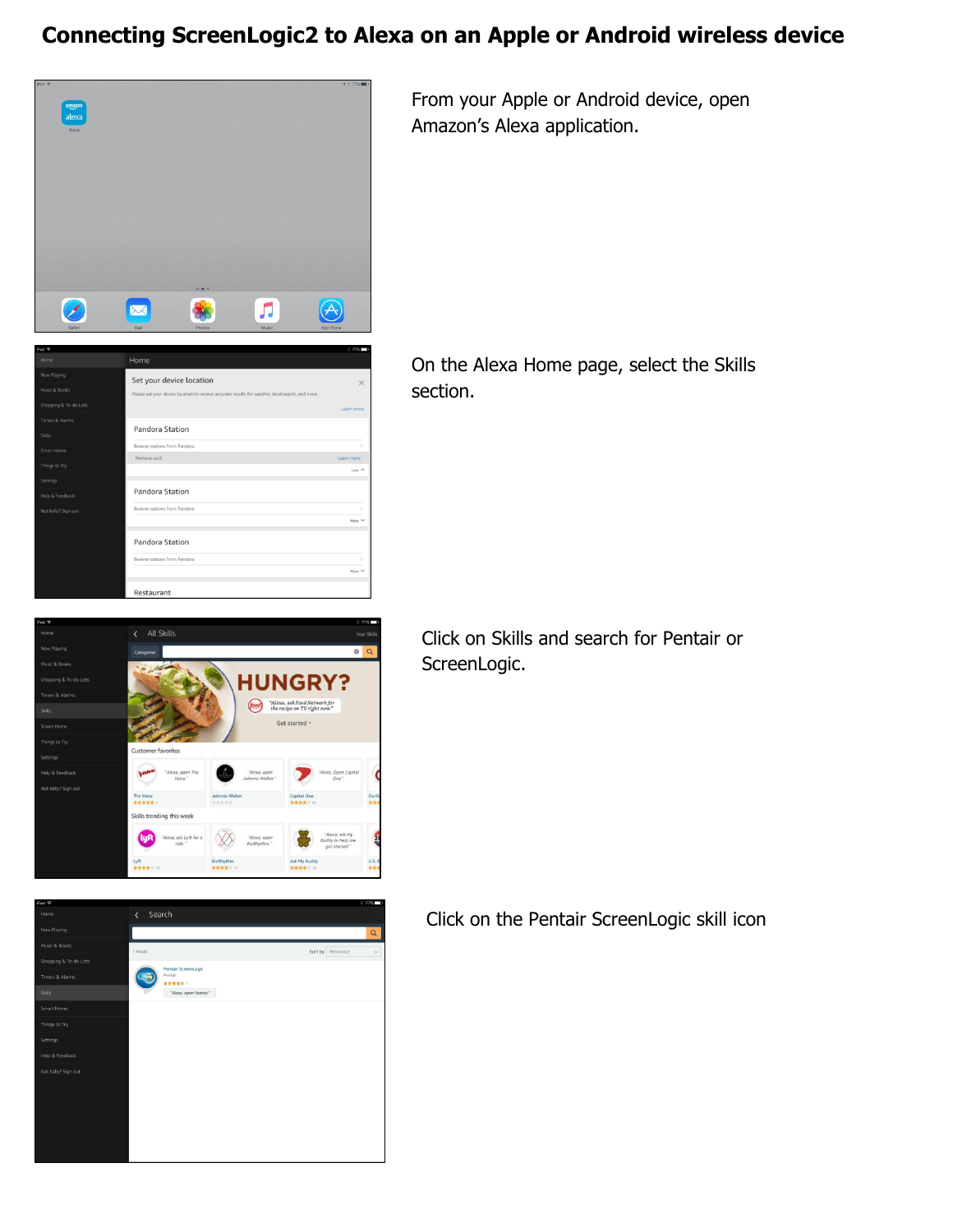# Connecting ScreenLogic2 to Alexa on an Apple or Android wireless device

From your Apple or Android device, open Amazon's Alexa application.

On the Alexa Home page, select the Skills section.

Click on Skills and search for Pentair or ScreenLogic.

Click on the Pentair ScreenLogic skill icon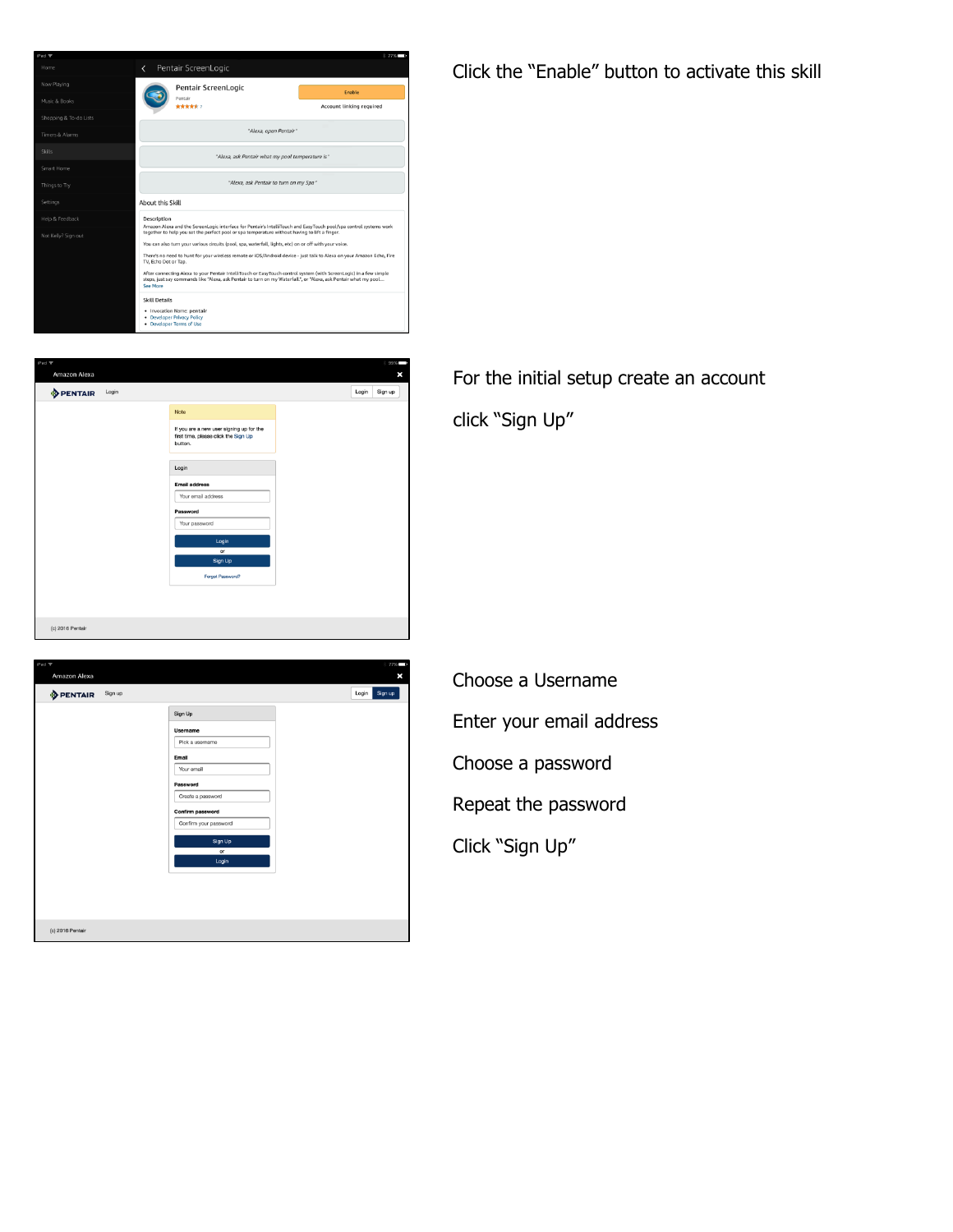Click the “Enable” button to activate this skill

For the initial setup create an account

click “Sign Up”

Choose a Username

Enter your email address

Choose a password

Repeat the password

Click “Sign Up”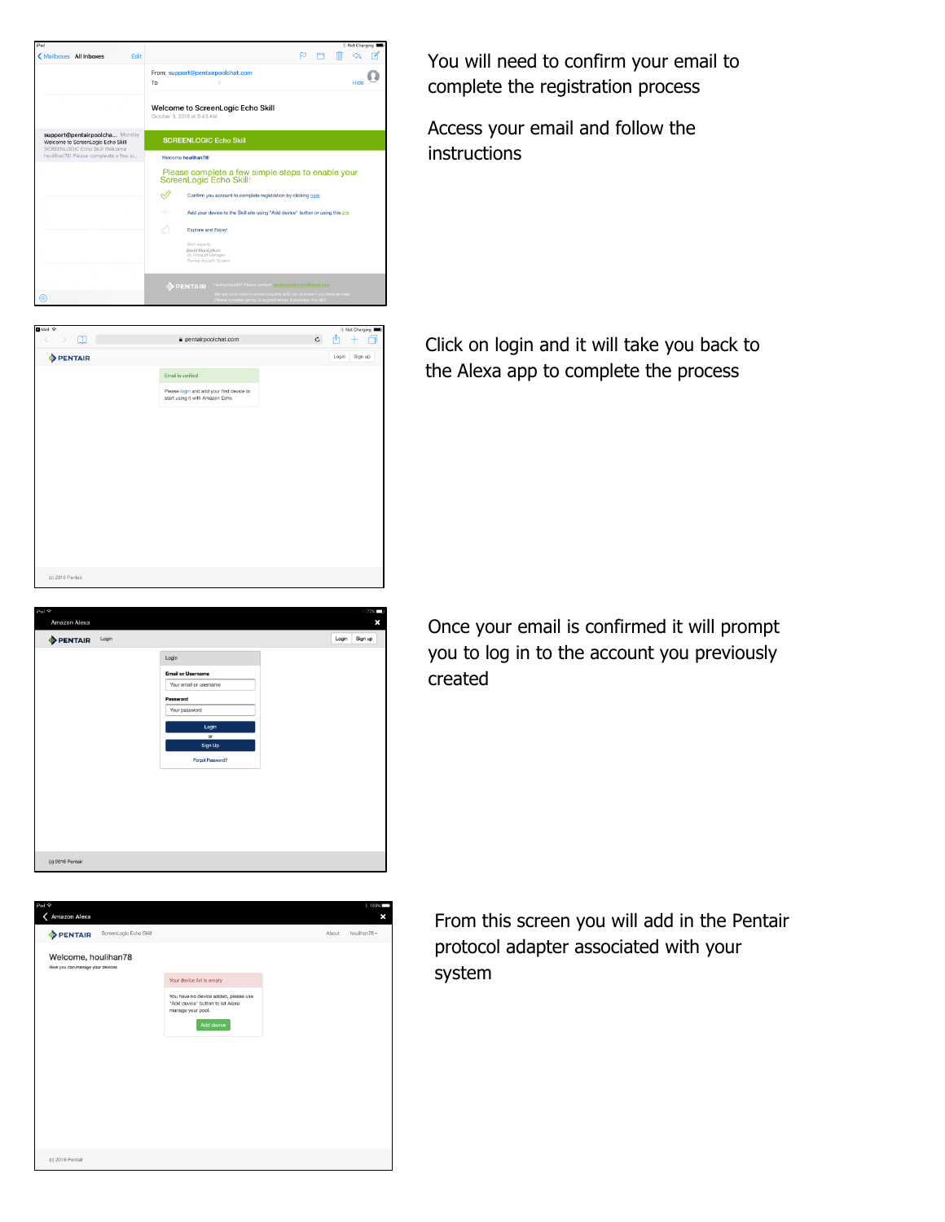You will need to confirm your email to complete the registration process

Access your email and follow the instructions

Click on login and it will take you back to the Alexa app to complete the process

Once your email is confirmed it will prompt you to log in to the account you previously created

From this screen you will add in the Pentair protocol adapter associated with your system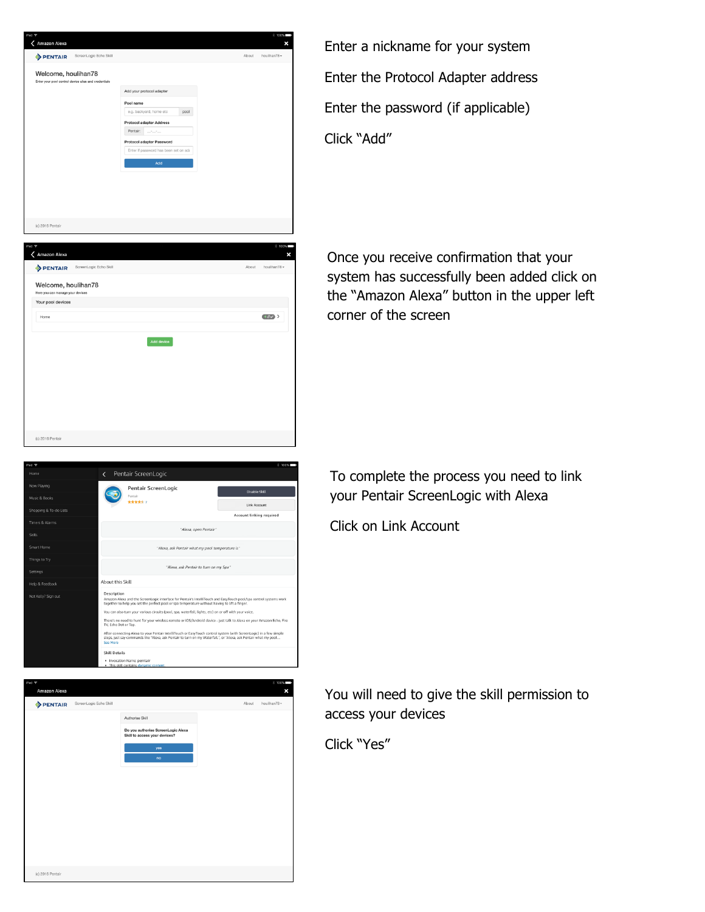Enter a nickname for your system

Enter the Protocol Adapter address

Enter the password (if applicable)

Click "Add"

Once you receive confirmation that your system has successfully been added click on the "Amazon Alexa" button in the upper left corner of the screen

To complete the process you need to link your Pentair ScreenLogic with Alexa

Click on Link Account

You will need to give the skill permission to access your devices

Click "Yes"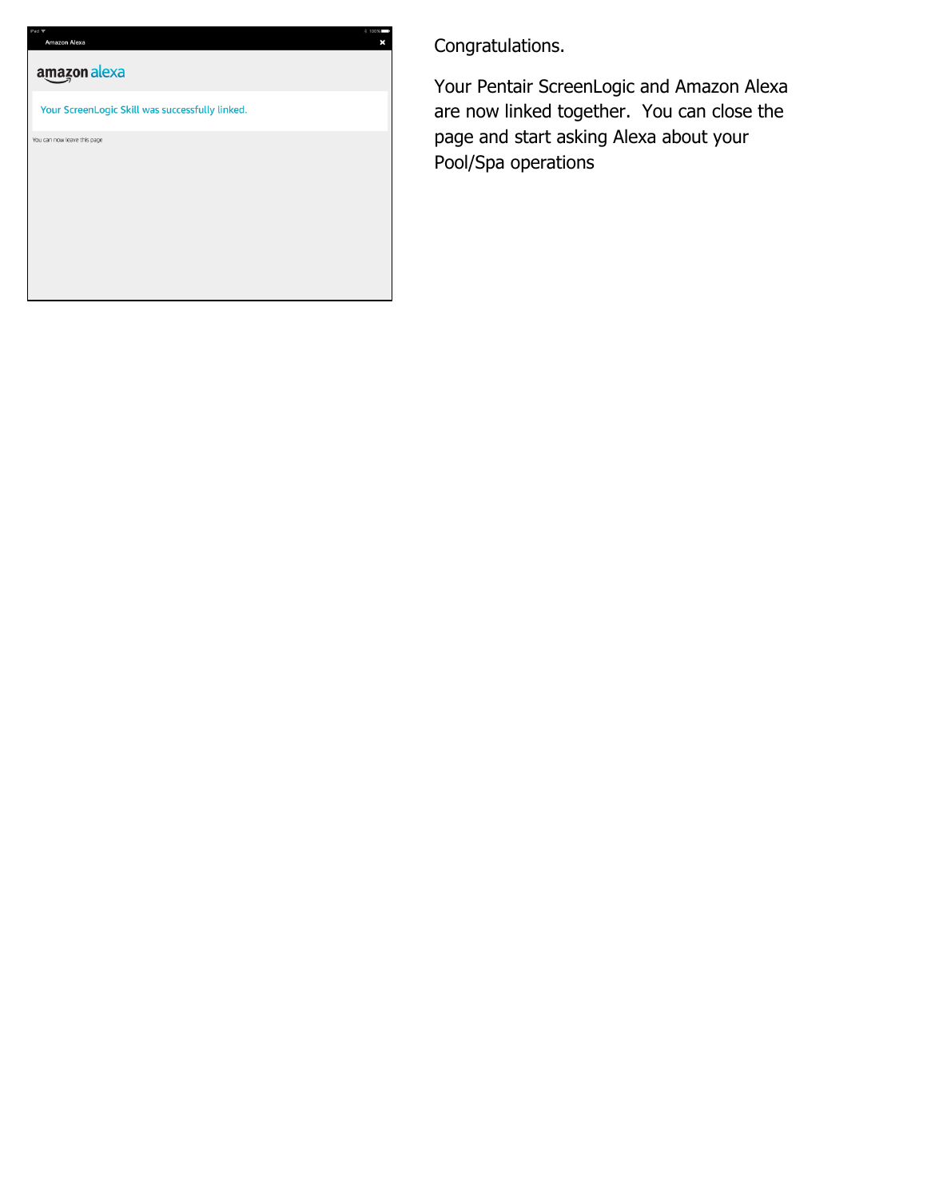Amazon Alexa

amazon alexa

Your ScreenLogic Skill was successfully linked.

You can now leave this page

Congratulations.

Your Pentair ScreenLogic and Amazon Alexa are now linked together. You can close the page and start asking Alexa about your Pool/Spa operations